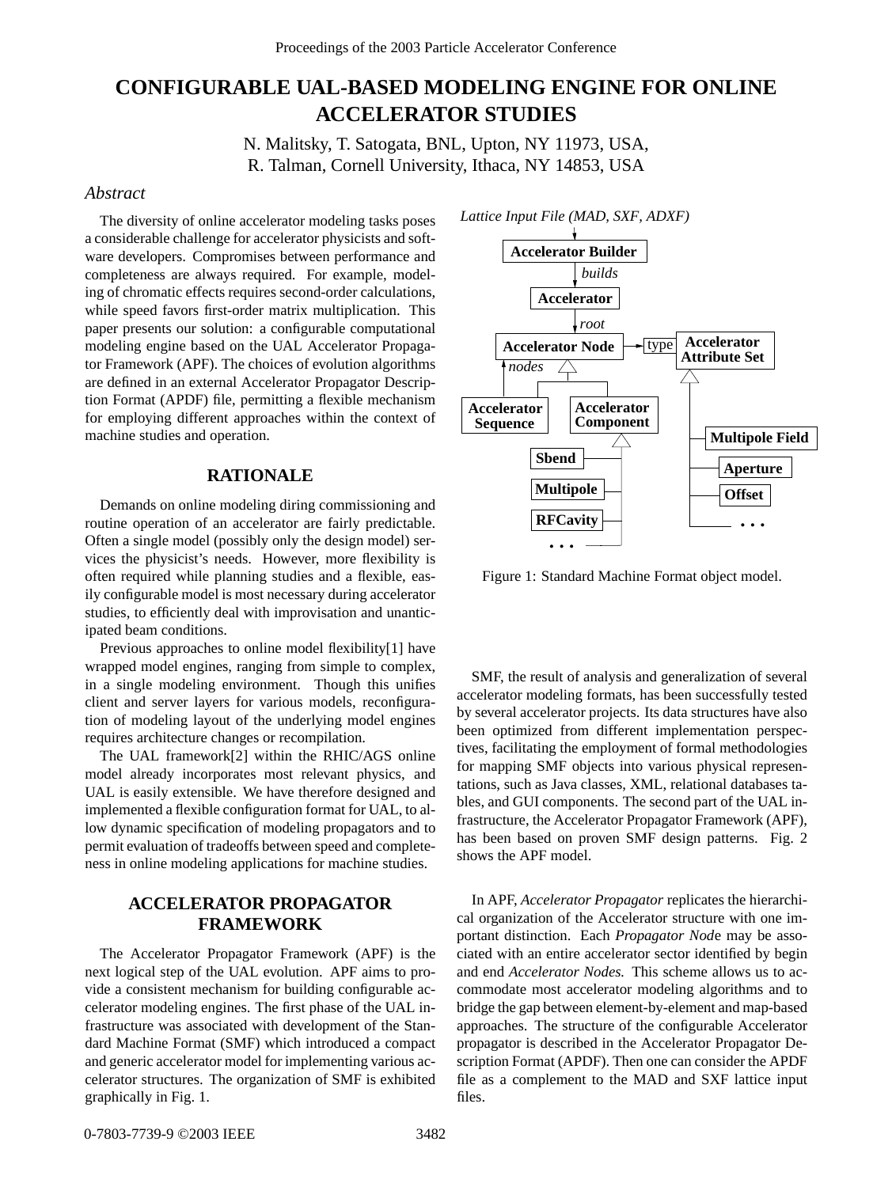# CONFIGURABLE UAL-BASED MODELING ENGINE FOR ONLINE ACCELERATOR STUDIES

N. Malitsky, T. Satogata, BNL, Upton, NY 11973, USA,
R. Talman, Cornell University, Ithaca, NY 14853, USA

## *Abstract*

The diversity of online accelerator modeling tasks poses a considerable challenge for accelerator physicists and software developers. Compromises between performance and completeness are always required. For example, modeling of chromatic effects requires second-order calculations, while speed favors first-order matrix multiplication. This paper presents our solution: a configurable computational modeling engine based on the UAL Accelerator Propagator Framework (APF). The choices of evolution algorithms are defined in an external Accelerator Propagator Description Format (APDF) file, permitting a flexible mechanism for employing different approaches within the context of machine studies and operation.

## RATIONALE

Demands on online modeling diring commissioning and routine operation of an accelerator are fairly predictable. Often a single model (possibly only the design model) services the physicist's needs. However, more flexibility is often required while planning studies and a flexible, easily configurable model is most necessary during accelerator studies, to efficiently deal with improvisation and unanticipated beam conditions.

Previous approaches to online model flexibility[1] have wrapped model engines, ranging from simple to complex, in a single modeling environment. Though this unifies client and server layers for various models, reconfiguration of modeling layout of the underlying model engines requires architecture changes or recompilation.

The UAL framework[2] within the RHIC/AGS online model already incorporates most relevant physics, and UAL is easily extensible. We have therefore designed and implemented a flexible configuration format for UAL, to allow dynamic specification of modeling propagators and to permit evaluation of tradeoffs between speed and completeness in online modeling applications for machine studies.

## ACCELERATOR PROPAGATOR FRAMEWORK

The Accelerator Propagator Framework (APF) is the next logical step of the UAL evolution. APF aims to provide a consistent mechanism for building configurable accelerator modeling engines. The first phase of the UAL infrastructure was associated with development of the Standard Machine Format (SMF) which introduced a compact and generic accelerator model for implementing various accelerator structures. The organization of SMF is exhibited graphically in Fig. 1.

*Lattice Input File (MAD, SXF, ADXF)*

**Accelerator Builder** —*builds*→ **Accelerator** —*root*→ **Accelerator Node** —type→ **Accelerator Attribute Set**

**Accelerator Node** (*nodes*): **Accelerator Sequence**, **Accelerator Component**

**Accelerator Component**: **Sbend**, **Multipole**, **RFCavity**, ...

**Accelerator Attribute Set**: **Multipole Field**, **Aperture**, **Offset**, ...

Figure 1: Standard Machine Format object model.

SMF, the result of analysis and generalization of several accelerator modeling formats, has been successfully tested by several accelerator projects. Its data structures have also been optimized from different implementation perspectives, facilitating the employment of formal methodologies for mapping SMF objects into various physical representations, such as Java classes, XML, relational databases tables, and GUI components. The second part of the UAL infrastructure, the Accelerator Propagator Framework (APF), has been based on proven SMF design patterns. Fig. 2 shows the APF model.

In APF, *Accelerator Propagator* replicates the hierarchical organization of the Accelerator structure with one important distinction. Each *Propagator Node* may be associated with an entire accelerator sector identified by begin and end *Accelerator Nodes.* This scheme allows us to accommodate most accelerator modeling algorithms and to bridge the gap between element-by-element and map-based approaches. The structure of the configurable Accelerator propagator is described in the Accelerator Propagator Description Format (APDF). Then one can consider the APDF file as a complement to the MAD and SXF lattice input files.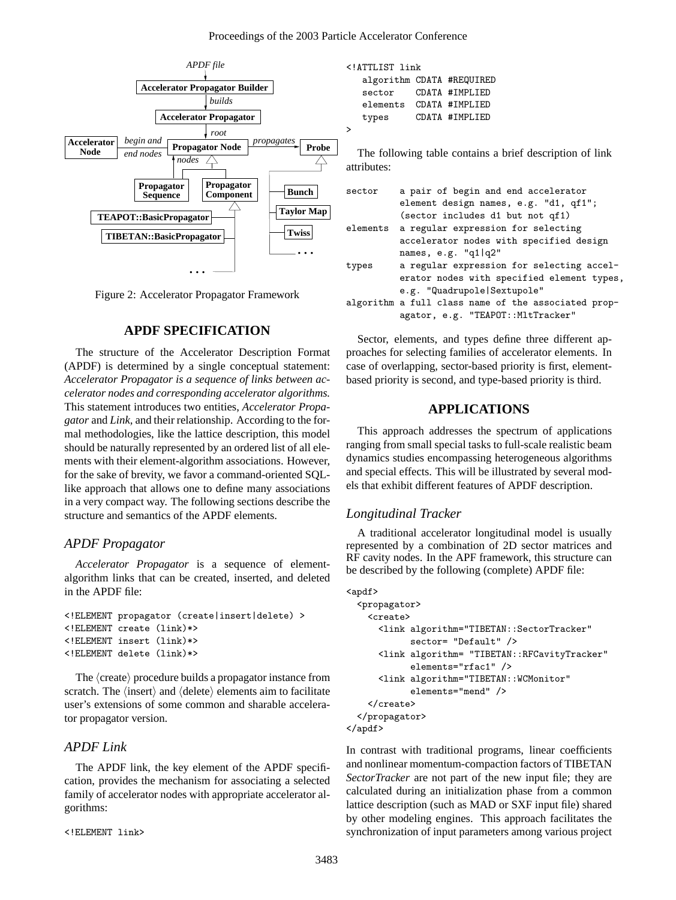Figure 2: Accelerator Propagator Framework

## APDF SPECIFICATION

The structure of the Accelerator Description Format (APDF) is determined by a single conceptual statement: *Accelerator Propagator is a sequence of links between accelerator nodes and corresponding accelerator algorithms.* This statement introduces two entities, *Accelerator Propagator* and *Link*, and their relationship. According to the formal methodologies, like the lattice description, this model should be naturally represented by an ordered list of all elements with their element-algorithm associations. However, for the sake of brevity, we favor a command-oriented SQL-like approach that allows one to define many associations in a very compact way. The following sections describe the structure and semantics of the APDF elements.

### APDF Propagator

*Accelerator Propagator* is a sequence of element-algorithm links that can be created, inserted, and deleted in the APDF file:

```
<!ELEMENT propagator (create|insert|delete) >
<!ELEMENT create (link)*>
<!ELEMENT insert (link)*>
<!ELEMENT delete (link)*>
```

The ⟨create⟩ procedure builds a propagator instance from scratch. The ⟨insert⟩ and ⟨delete⟩ elements aim to facilitate user's extensions of some common and sharable accelerator propagator version.

### APDF Link

The APDF link, the key element of the APDF specification, provides the mechanism for associating a selected family of accelerator nodes with appropriate accelerator algorithms:

```
<!ELEMENT link>
<!ATTLIST link
   algorithm CDATA #REQUIRED
   sector    CDATA #IMPLIED
   elements  CDATA #IMPLIED
   types     CDATA #IMPLIED
>
```

The following table contains a brief description of link attributes:

```
sector    a pair of begin and end accelerator
          element design names, e.g. "d1, qf1";
          (sector includes d1 but not qf1)
elements  a regular expression for selecting
          accelerator nodes with specified design
          names, e.g. "q1|q2"
types     a regular expression for selecting accel-
          erator nodes with specified element types,
          e.g. "Quadrupole|Sextupole"
algorithm a full class name of the associated prop-
          agator, e.g. "TEAPOT::MltTracker"
```

Sector, elements, and types define three different approaches for selecting families of accelerator elements. In case of overlapping, sector-based priority is first, element-based priority is second, and type-based priority is third.

## APPLICATIONS

This approach addresses the spectrum of applications ranging from small special tasks to full-scale realistic beam dynamics studies encompassing heterogeneous algorithms and special effects. This will be illustrated by several models that exhibit different features of APDF description.

### Longitudinal Tracker

A traditional accelerator longitudinal model is usually represented by a combination of 2D sector matrices and RF cavity nodes. In the APF framework, this structure can be described by the following (complete) APDF file:

```
<apdf>
  <propagator>
    <create>
      <link algorithm="TIBETAN::SectorTracker"
            sector= "Default" />
      <link algorithm= "TIBETAN::RFCavityTracker"
            elements="rfac1" />
      <link algorithm="TIBETAN::WCMonitor"
            elements="mend" />
    </create>
  </propagator>
</apdf>
```

In contrast with traditional programs, linear coefficients and nonlinear momentum-compaction factors of TIBETAN *SectorTracker* are not part of the new input file; they are calculated during an initialization phase from a common lattice description (such as MAD or SXF input file) shared by other modeling engines. This approach facilitates the synchronization of input parameters among various project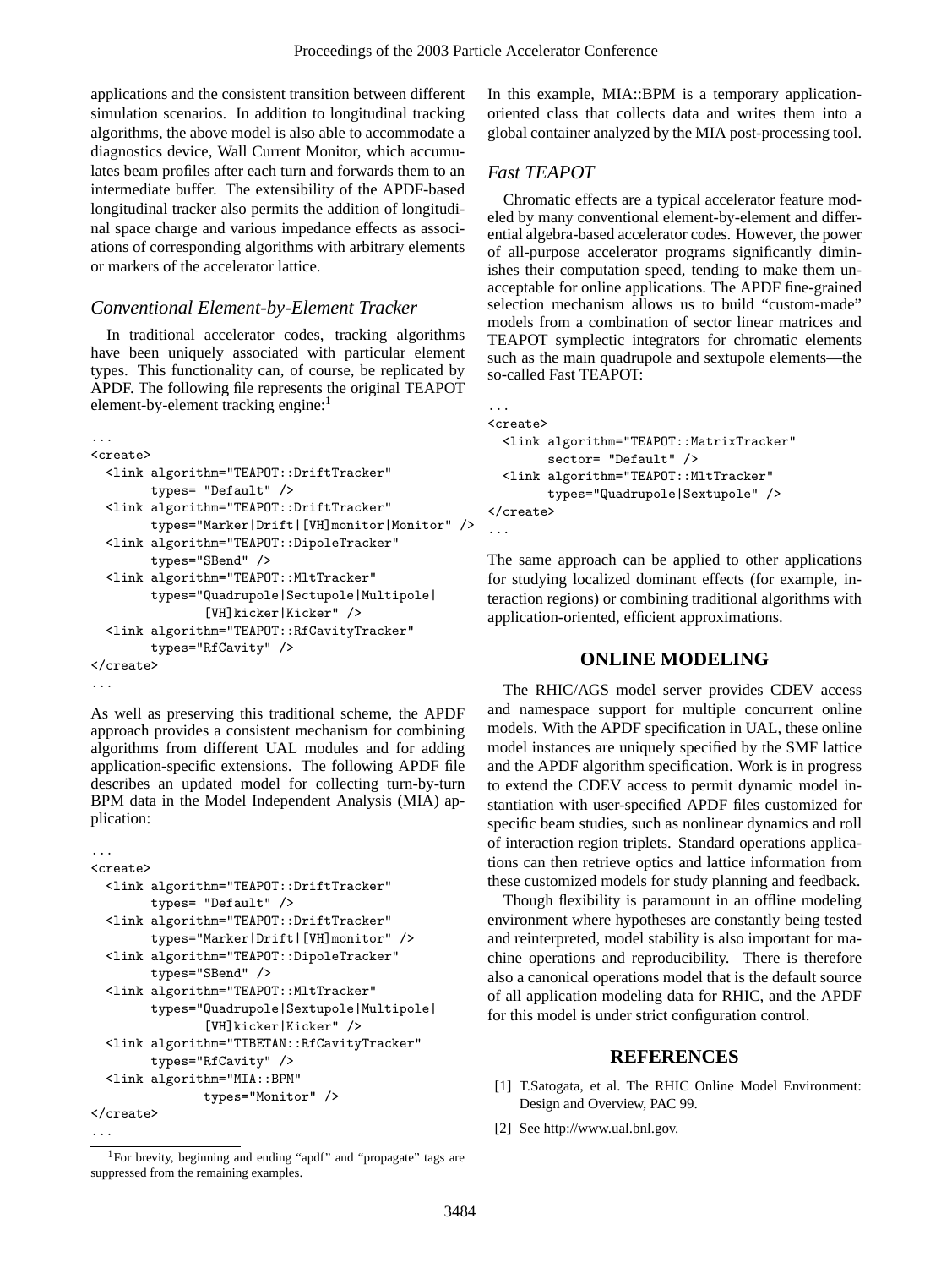applications and the consistent transition between different simulation scenarios. In addition to longitudinal tracking algorithms, the above model is also able to accommodate a diagnostics device, Wall Current Monitor, which accumulates beam profiles after each turn and forwards them to an intermediate buffer. The extensibility of the APDF-based longitudinal tracker also permits the addition of longitudinal space charge and various impedance effects as associations of corresponding algorithms with arbitrary elements or markers of the accelerator lattice.

### *Conventional Element-by-Element Tracker*

In traditional accelerator codes, tracking algorithms have been uniquely associated with particular element types. This functionality can, of course, be replicated by APDF. The following file represents the original TEAPOT element-by-element tracking engine:[1]

```
...
<create>
  <link algorithm="TEAPOT::DriftTracker"
        types= "Default" />
  <link algorithm="TEAPOT::DriftTracker"
        types="Marker|Drift|[VH]monitor|Monitor" />
  <link algorithm="TEAPOT::DipoleTracker"
        types="SBend" />
  <link algorithm="TEAPOT::MltTracker"
        types="Quadrupole|Sectupole|Multipole|
              [VH]kicker|Kicker" />
  <link algorithm="TEAPOT::RfCavityTracker"
        types="RfCavity" />
</create>
...
```

As well as preserving this traditional scheme, the APDF approach provides a consistent mechanism for combining algorithms from different UAL modules and for adding application-specific extensions. The following APDF file describes an updated model for collecting turn-by-turn BPM data in the Model Independent Analysis (MIA) application:

```
...
<create>
  <link algorithm="TEAPOT::DriftTracker"
        types= "Default" />
  <link algorithm="TEAPOT::DriftTracker"
        types="Marker|Drift|[VH]monitor" />
  <link algorithm="TEAPOT::DipoleTracker"
        types="SBend" />
  <link algorithm="TEAPOT::MltTracker"
        types="Quadrupole|Sextupole|Multipole|
              [VH]kicker|Kicker" />
  <link algorithm="TIBETAN::RfCavityTracker"
        types="RfCavity" />
  <link algorithm="MIA::BPM"
              types="Monitor" />
</create>
...
```

[1] For brevity, beginning and ending "apdf" and "propagate" tags are suppressed from the remaining examples.

In this example, MIA::BPM is a temporary application-oriented class that collects data and writes them into a global container analyzed by the MIA post-processing tool.

### *Fast TEAPOT*

Chromatic effects are a typical accelerator feature modeled by many conventional element-by-element and differential algebra-based accelerator codes. However, the power of all-purpose accelerator programs significantly diminishes their computation speed, tending to make them unacceptable for online applications. The APDF fine-grained selection mechanism allows us to build "custom-made" models from a combination of sector linear matrices and TEAPOT symplectic integrators for chromatic elements such as the main quadrupole and sextupole elements—the so-called Fast TEAPOT:

```
...
<create>
  <link algorithm="TEAPOT::MatrixTracker"
        sector= "Default" />
  <link algorithm="TEAPOT::MltTracker"
        types="Quadrupole|Sextupole" />
</create>
...
```

The same approach can be applied to other applications for studying localized dominant effects (for example, interaction regions) or combining traditional algorithms with application-oriented, efficient approximations.

## ONLINE MODELING

The RHIC/AGS model server provides CDEV access and namespace support for multiple concurrent online models. With the APDF specification in UAL, these online model instances are uniquely specified by the SMF lattice and the APDF algorithm specification. Work is in progress to extend the CDEV access to permit dynamic model instantiation with user-specified APDF files customized for specific beam studies, such as nonlinear dynamics and roll of interaction region triplets. Standard operations applications can then retrieve optics and lattice information from these customized models for study planning and feedback.

Though flexibility is paramount in an offline modeling environment where hypotheses are constantly being tested and reinterpreted, model stability is also important for machine operations and reproducibility. There is therefore also a canonical operations model that is the default source of all application modeling data for RHIC, and the APDF for this model is under strict configuration control.

## REFERENCES

[1] T.Satogata, et al. The RHIC Online Model Environment: Design and Overview, PAC 99.

[2] See http://www.ual.bnl.gov.